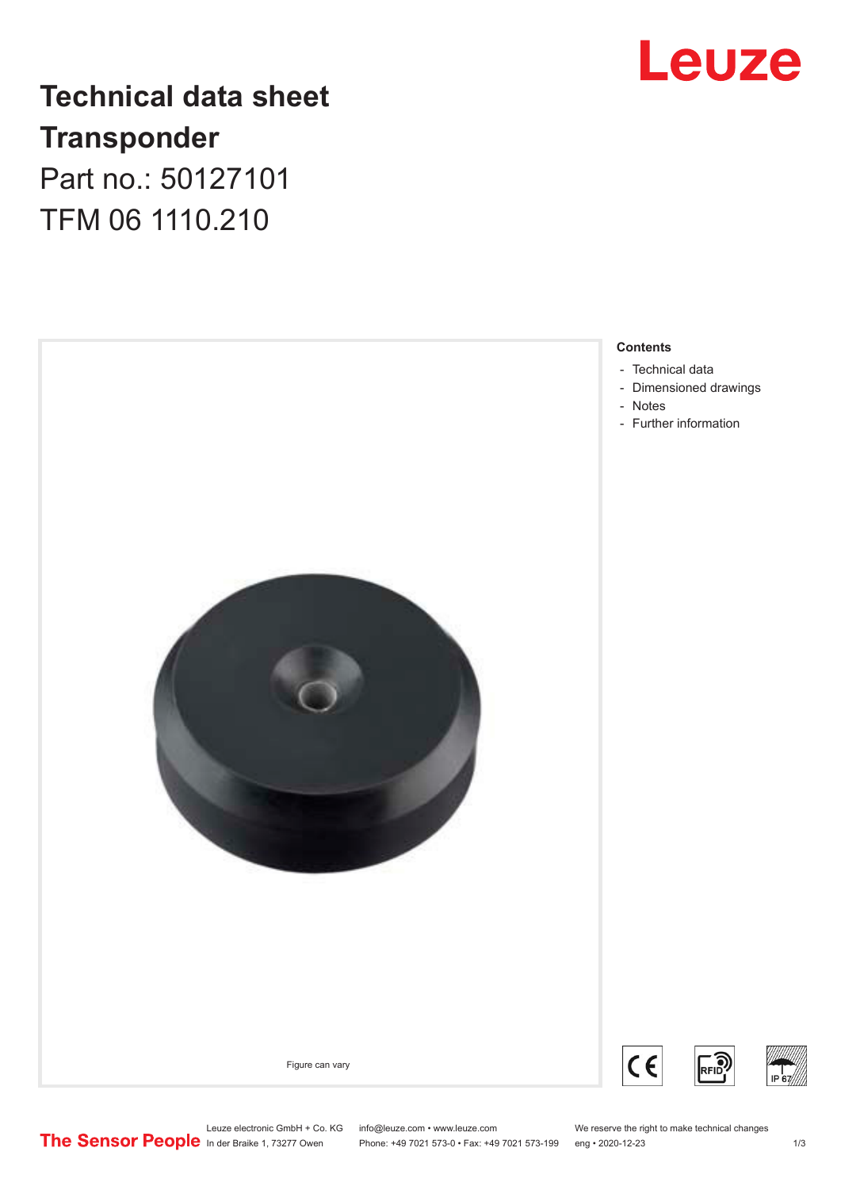# Technical data sheet
# Transponder
Part no.: 50127101

TFM 06 1110.210

Figure can vary

**Contents**

- Technical data
- Dimensioned drawings
- Notes
- Further information

Leuze electronic GmbH + Co. KG
In der Braike 1, 73277 Owen

info@leuze.com • www.leuze.com
Phone: +49 7021 573-0 • Fax: +49 7021 573-199

We reserve the right to make technical changes
eng • 2020-12-23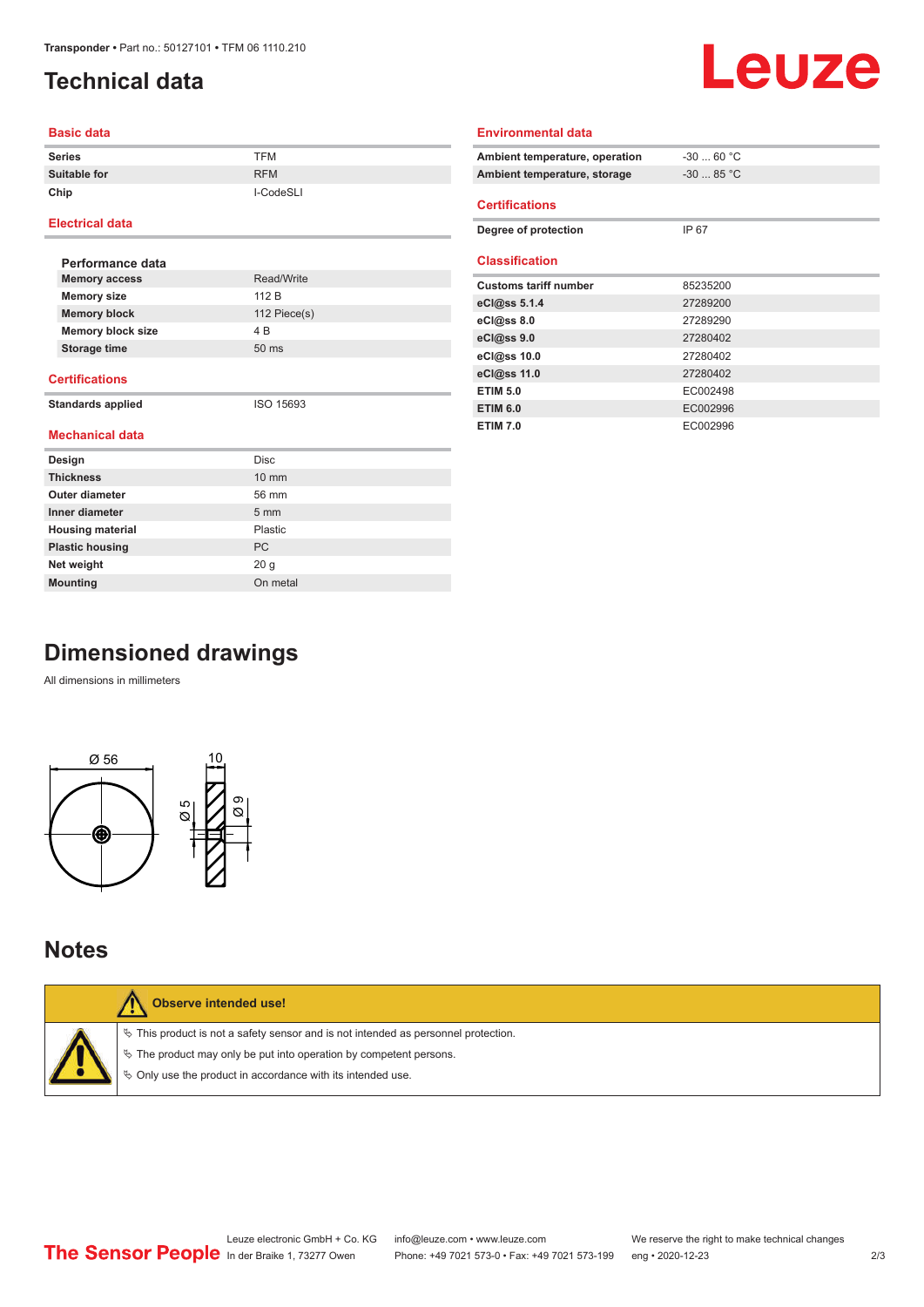# Technical data

## Basic data

| | |
|---|---|
| **Series** | TFM |
| **Suitable for** | RFM |
| **Chip** | I-CodeSLI |

## Electrical data

### Performance data

| | |
|---|---|
| **Memory access** | Read/Write |
| **Memory size** | 112 B |
| **Memory block** | 112 Piece(s) |
| **Memory block size** | 4 B |
| **Storage time** | 50 ms |

## Certifications

| | |
|---|---|
| **Standards applied** | ISO 15693 |

## Mechanical data

| | |
|---|---|
| **Design** | Disc |
| **Thickness** | 10 mm |
| **Outer diameter** | 56 mm |
| **Inner diameter** | 5 mm |
| **Housing material** | Plastic |
| **Plastic housing** | PC |
| **Net weight** | 20 g |
| **Mounting** | On metal |

## Environmental data

| | |
|---|---|
| **Ambient temperature, operation** | -30 ... 60 °C |
| **Ambient temperature, storage** | -30 ... 85 °C |

## Certifications

| | |
|---|---|
| **Degree of protection** | IP 67 |

## Classification

| | |
|---|---|
| **Customs tariff number** | 85235200 |
| **eCl@ss 5.1.4** | 27289200 |
| **eCl@ss 8.0** | 27289290 |
| **eCl@ss 9.0** | 27280402 |
| **eCl@ss 10.0** | 27280402 |
| **eCl@ss 11.0** | 27280402 |
| **ETIM 5.0** | EC002498 |
| **ETIM 6.0** | EC002996 |
| **ETIM 7.0** | EC002996 |

# Dimensioned drawings

All dimensions in millimeters

Ø 56

10

Ø 5

Ø 9

# Notes

**Observe intended use!**

- This product is not a safety sensor and is not intended as personnel protection.
- The product may only be put into operation by competent persons.
- Only use the product in accordance with its intended use.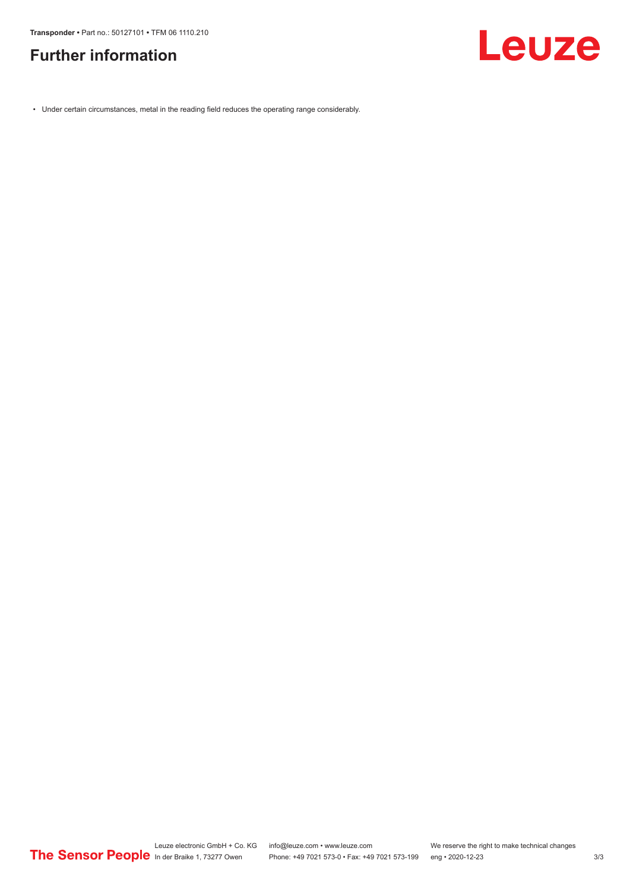## Further information

- Under certain circumstances, metal in the reading field reduces the operating range considerably.